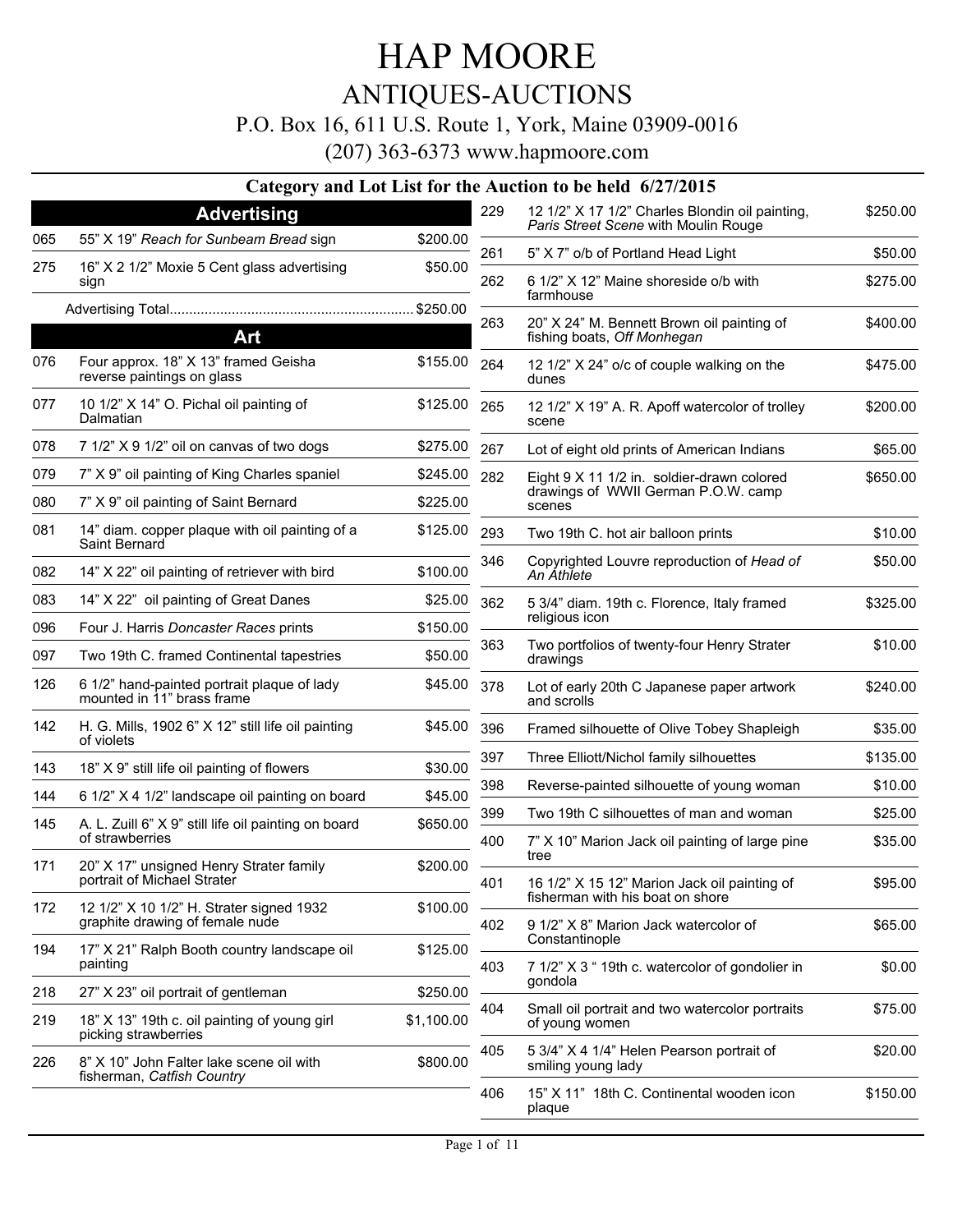# HAP MOORE

## ANTIQUES-AUCTIONS

P.O. Box 16, 611 U.S. Route 1, York, Maine 03909-0016

(207) 363-6373 www.hapmoore.com

### Category and Lot List for the Auction to be held 6/27/2015

## Advertising

| Lot | Description | Price |
|---|---|---|
| 065 | 55" X 19" *Reach for Sunbeam Bread* sign | $200.00 |
| 275 | 16" X 2 1/2" Moxie 5 Cent glass advertising sign | $50.00 |

Advertising Total............................................................. $250.00

## Art

| Lot | Description | Price |
|---|---|---|
| 076 | Four approx. 18" X 13" framed Geisha reverse paintings on glass | $155.00 |
| 077 | 10 1/2" X 14" O. Pichal oil painting of Dalmatian | $125.00 |
| 078 | 7 1/2" X 9 1/2" oil on canvas of two dogs | $275.00 |
| 079 | 7" X 9" oil painting of King Charles spaniel | $245.00 |
| 080 | 7" X 9" oil painting of Saint Bernard | $225.00 |
| 081 | 14" diam. copper plaque with oil painting of a Saint Bernard | $125.00 |
| 082 | 14" X 22" oil painting of retriever with bird | $100.00 |
| 083 | 14" X 22" oil painting of Great Danes | $25.00 |
| 096 | Four J. Harris *Doncaster Races* prints | $150.00 |
| 097 | Two 19th C. framed Continental tapestries | $50.00 |
| 126 | 6 1/2" hand-painted portrait plaque of lady mounted in 11" brass frame | $45.00 |
| 142 | H. G. Mills, 1902 6" X 12" still life oil painting of violets | $45.00 |
| 143 | 18" X 9" still life oil painting of flowers | $30.00 |
| 144 | 6 1/2" X 4 1/2" landscape oil painting on board | $45.00 |
| 145 | A. L. Zuill 6" X 9" still life oil painting on board of strawberries | $650.00 |
| 171 | 20" X 17" unsigned Henry Strater family portrait of Michael Strater | $200.00 |
| 172 | 12 1/2" X 10 1/2" H. Strater signed 1932 graphite drawing of female nude | $100.00 |
| 194 | 17" X 21" Ralph Booth country landscape oil painting | $125.00 |
| 218 | 27" X 23" oil portrait of gentleman | $250.00 |
| 219 | 18" X 13" 19th c. oil painting of young girl picking strawberries | $1,100.00 |
| 226 | 8" X 10" John Falter lake scene oil with fisherman, *Catfish Country* | $800.00 |
| 229 | 12 1/2" X 17 1/2" Charles Blondin oil painting, *Paris Street Scene* with Moulin Rouge | $250.00 |
| 261 | 5" X 7" o/b of Portland Head Light | $50.00 |
| 262 | 6 1/2" X 12" Maine shoreside o/b with farmhouse | $275.00 |
| 263 | 20" X 24" M. Bennett Brown oil painting of fishing boats, *Off Monhegan* | $400.00 |
| 264 | 12 1/2" X 24" o/c of couple walking on the dunes | $475.00 |
| 265 | 12 1/2" X 19" A. R. Apoff watercolor of trolley scene | $200.00 |
| 267 | Lot of eight old prints of American Indians | $65.00 |
| 282 | Eight 9 X 11 1/2 in. soldier-drawn colored drawings of WWII German P.O.W. camp scenes | $650.00 |
| 293 | Two 19th C. hot air balloon prints | $10.00 |
| 346 | Copyrighted Louvre reproduction of *Head of An Athlete* | $50.00 |
| 362 | 5 3/4" diam. 19th c. Florence, Italy framed religious icon | $325.00 |
| 363 | Two portfolios of twenty-four Henry Strater drawings | $10.00 |
| 378 | Lot of early 20th C Japanese paper artwork and scrolls | $240.00 |
| 396 | Framed silhouette of Olive Tobey Shapleigh | $35.00 |
| 397 | Three Elliott/Nichol family silhouettes | $135.00 |
| 398 | Reverse-painted silhouette of young woman | $10.00 |
| 399 | Two 19th C silhouettes of man and woman | $25.00 |
| 400 | 7" X 10" Marion Jack oil painting of large pine tree | $35.00 |
| 401 | 16 1/2" X 15 12" Marion Jack oil painting of fisherman with his boat on shore | $95.00 |
| 402 | 9 1/2" X 8" Marion Jack watercolor of Constantinople | $65.00 |
| 403 | 7 1/2" X 3 " 19th c. watercolor of gondolier in gondola | $0.00 |
| 404 | Small oil portrait and two watercolor portraits of young women | $75.00 |
| 405 | 5 3/4" X 4 1/4" Helen Pearson portrait of smiling young lady | $20.00 |
| 406 | 15" X 11" 18th C. Continental wooden icon plaque | $150.00 |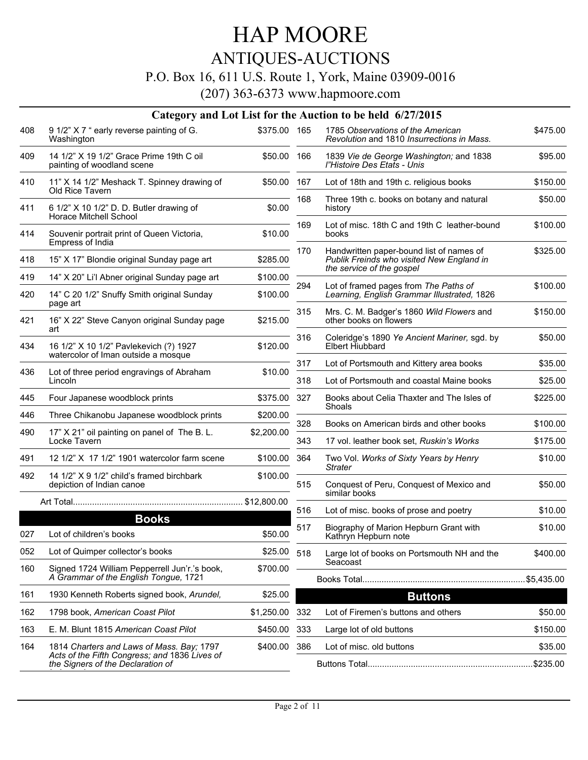# HAP MOORE

## ANTIQUES-AUCTIONS

P.O. Box 16, 611 U.S. Route 1, York, Maine 03909-0016

(207) 363-6373 www.hapmoore.com

### Category and Lot List for the Auction to be held 6/27/2015

| Lot | Description | Price |
|---|---|---|
| 408 | 9 1/2" X 7 " early reverse painting of G. Washington | $375.00 |
| 409 | 14 1/2" X 19 1/2" Grace Prime 19th C oil painting of woodland scene | $50.00 |
| 410 | 11" X 14 1/2" Meshack T. Spinney drawing of Old Rice Tavern | $50.00 |
| 411 | 6 1/2" X 10 1/2" D. D. Butler drawing of Horace Mitchell School | $0.00 |
| 414 | Souvenir portrait print of Queen Victoria, Empress of India | $10.00 |
| 418 | 15" X 17" Blondie original Sunday page art | $285.00 |
| 419 | 14" X 20" Li'l Abner original Sunday page art | $100.00 |
| 420 | 14" C 20 1/2" Snuffy Smith original Sunday page art | $100.00 |
| 421 | 16" X 22" Steve Canyon original Sunday page art | $215.00 |
| 434 | 16 1/2" X 10 1/2" Pavlekevich (?) 1927 watercolor of Iman outside a mosque | $120.00 |
| 436 | Lot of three period engravings of Abraham Lincoln | $10.00 |
| 445 | Four Japanese woodblock prints | $375.00 |
| 446 | Three Chikanobu Japanese woodblock prints | $200.00 |
| 490 | 17" X 21" oil painting on panel of The B. L. Locke Tavern | $2,200.00 |
| 491 | 12 1/2" X 17 1/2" 1901 watercolor farm scene | $100.00 |
| 492 | 14 1/2" X 9 1/2" child's framed birchbark depiction of Indian canoe | $100.00 |
| | Art Total | $12,800.00 |

## Books

| Lot | Description | Price |
|---|---|---|
| 027 | Lot of children's books | $50.00 |
| 052 | Lot of Quimper collector's books | $25.00 |
| 160 | Signed 1724 William Pepperrell Jun'r.'s book, *A Grammar of the English Tongue,* 1721 | $700.00 |
| 161 | 1930 Kenneth Roberts signed book, *Arundel,* | $25.00 |
| 162 | 1798 book, *American Coast Pilot* | $1,250.00 |
| 163 | E. M. Blunt 1815 *American Coast Pilot* | $450.00 |
| 164 | 1814 *Charters and Laws of Mass. Bay;* 1797 *Acts of the Fifth Congress;* and 1836 *Lives of the Signers of the Declaration of* | $400.00 |
| 165 | 1785 *Observations of the American Revolution* and 1810 *Insurrections in Mass.* | $475.00 |
| 166 | 1839 *Vie de George Washington;* and 1838 *l"Histoire Des Etats - Unis* | $95.00 |
| 167 | Lot of 18th and 19th c. religious books | $150.00 |
| 168 | Three 19th c. books on botany and natural history | $50.00 |
| 169 | Lot of misc. 18th C and 19th C leather-bound books | $100.00 |
| 170 | Handwritten paper-bound list of names of *Publik Freinds who visited New England in the service of the gospel* | $325.00 |
| 294 | Lot of framed pages from *The Paths of Learning, English Grammar Illustrated,* 1826 | $100.00 |
| 315 | Mrs. C. M. Badger's 1860 *Wild Flowers* and other books on flowers | $150.00 |
| 316 | Coleridge's 1890 *Ye Ancient Mariner,* sgd. by Elbert Hiubbard | $50.00 |
| 317 | Lot of Portsmouth and Kittery area books | $35.00 |
| 318 | Lot of Portsmouth and coastal Maine books | $25.00 |
| 327 | Books about Celia Thaxter and The Isles of Shoals | $225.00 |
| 328 | Books on American birds and other books | $100.00 |
| 343 | 17 vol. leather book set, *Ruskin's Works* | $175.00 |
| 364 | Two Vol. *Works of Sixty Years by Henry Strater* | $10.00 |
| 515 | Conquest of Peru, Conquest of Mexico and similar books | $50.00 |
| 516 | Lot of misc. books of prose and poetry | $10.00 |
| 517 | Biography of Marion Hepburn Grant with Kathryn Hepburn note | $10.00 |
| 518 | Large lot of books on Portsmouth NH and the Seacoast | $400.00 |
| | Books Total | $5,435.00 |

## Buttons

| Lot | Description | Price |
|---|---|---|
| 332 | Lot of Firemen's buttons and others | $50.00 |
| 333 | Large lot of old buttons | $150.00 |
| 386 | Lot of misc. old buttons | $35.00 |
| | Buttons Total | $235.00 |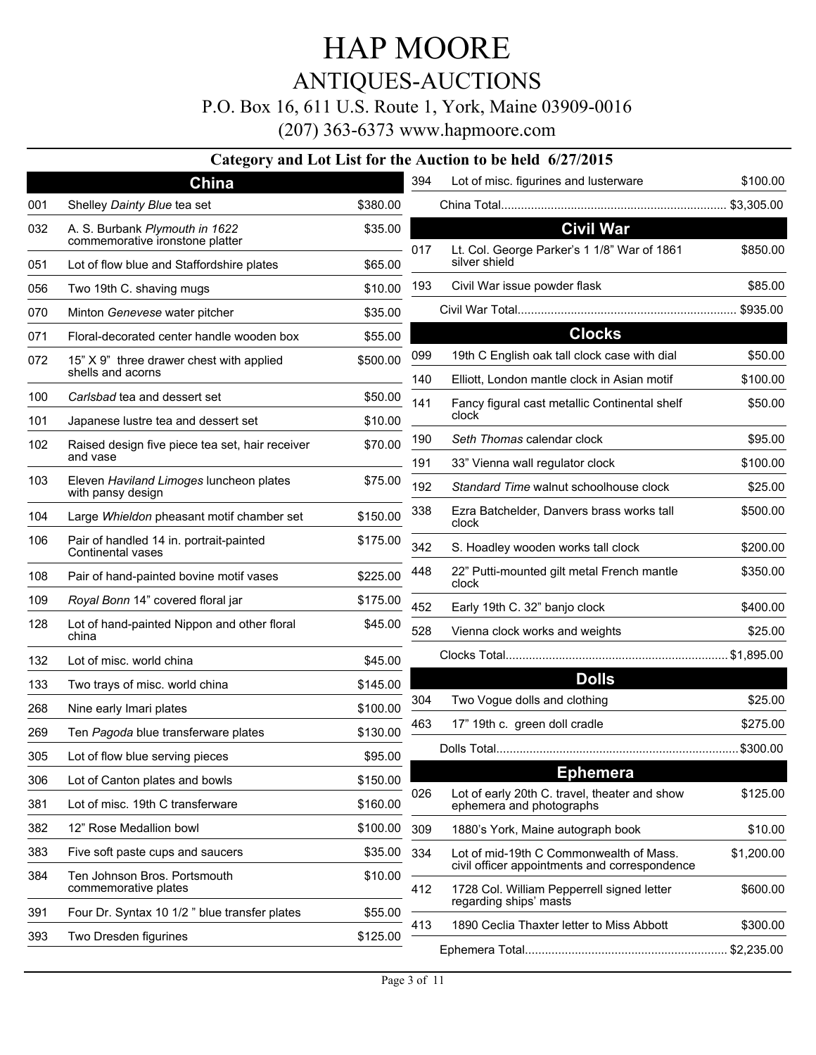# HAP MOORE

## ANTIQUES-AUCTIONS

P.O. Box 16, 611 U.S. Route 1, York, Maine 03909-0016

(207) 363-6373 www.hapmoore.com

### Category and Lot List for the Auction to be held 6/27/2015

#### China

| Lot | Description | Price |
|---|---|---|
| 001 | Shelley *Dainty Blue* tea set | $380.00 |
| 032 | A. S. Burbank *Plymouth in 1622* commemorative ironstone platter | $35.00 |
| 051 | Lot of flow blue and Staffordshire plates | $65.00 |
| 056 | Two 19th C. shaving mugs | $10.00 |
| 070 | Minton *Genevese* water pitcher | $35.00 |
| 071 | Floral-decorated center handle wooden box | $55.00 |
| 072 | 15" X 9" three drawer chest with applied shells and acorns | $500.00 |
| 100 | *Carlsbad* tea and dessert set | $50.00 |
| 101 | Japanese lustre tea and dessert set | $10.00 |
| 102 | Raised design five piece tea set, hair receiver and vase | $70.00 |
| 103 | Eleven *Haviland Limoges* luncheon plates with pansy design | $75.00 |
| 104 | Large *Whieldon* pheasant motif chamber set | $150.00 |
| 106 | Pair of handled 14 in. portrait-painted Continental vases | $175.00 |
| 108 | Pair of hand-painted bovine motif vases | $225.00 |
| 109 | *Royal Bonn* 14" covered floral jar | $175.00 |
| 128 | Lot of hand-painted Nippon and other floral china | $45.00 |
| 132 | Lot of misc. world china | $45.00 |
| 133 | Two trays of misc. world china | $145.00 |
| 268 | Nine early Imari plates | $100.00 |
| 269 | Ten *Pagoda* blue transferware plates | $130.00 |
| 305 | Lot of flow blue serving pieces | $95.00 |
| 306 | Lot of Canton plates and bowls | $150.00 |
| 381 | Lot of misc. 19th C transferware | $160.00 |
| 382 | 12" Rose Medallion bowl | $100.00 |
| 383 | Five soft paste cups and saucers | $35.00 |
| 384 | Ten Johnson Bros. Portsmouth commemorative plates | $10.00 |
| 391 | Four Dr. Syntax 10 1/2 " blue transfer plates | $55.00 |
| 393 | Two Dresden figurines | $125.00 |
| 394 | Lot of misc. figurines and lusterware | $100.00 |
| | China Total | $3,305.00 |

#### Civil War

| Lot | Description | Price |
|---|---|---|
| 017 | Lt. Col. George Parker's 1 1/8" War of 1861 silver shield | $850.00 |
| 193 | Civil War issue powder flask | $85.00 |
| | Civil War Total | $935.00 |

#### Clocks

| Lot | Description | Price |
|---|---|---|
| 099 | 19th C English oak tall clock case with dial | $50.00 |
| 140 | Elliott, London mantle clock in Asian motif | $100.00 |
| 141 | Fancy figural cast metallic Continental shelf clock | $50.00 |
| 190 | *Seth Thomas* calendar clock | $95.00 |
| 191 | 33" Vienna wall regulator clock | $100.00 |
| 192 | *Standard Time* walnut schoolhouse clock | $25.00 |
| 338 | Ezra Batchelder, Danvers brass works tall clock | $500.00 |
| 342 | S. Hoadley wooden works tall clock | $200.00 |
| 448 | 22" Putti-mounted gilt metal French mantle clock | $350.00 |
| 452 | Early 19th C. 32" banjo clock | $400.00 |
| 528 | Vienna clock works and weights | $25.00 |
| | Clocks Total | $1,895.00 |

#### Dolls

| Lot | Description | Price |
|---|---|---|
| 304 | Two Vogue dolls and clothing | $25.00 |
| 463 | 17" 19th c. green doll cradle | $275.00 |
| | Dolls Total | $300.00 |

#### Ephemera

| Lot | Description | Price |
|---|---|---|
| 026 | Lot of early 20th C. travel, theater and show ephemera and photographs | $125.00 |
| 309 | 1880's York, Maine autograph book | $10.00 |
| 334 | Lot of mid-19th C Commonwealth of Mass. civil officer appointments and correspondence | $1,200.00 |
| 412 | 1728 Col. William Pepperrell signed letter regarding ships' masts | $600.00 |
| 413 | 1890 Ceclia Thaxter letter to Miss Abbott | $300.00 |
| | Ephemera Total | $2,235.00 |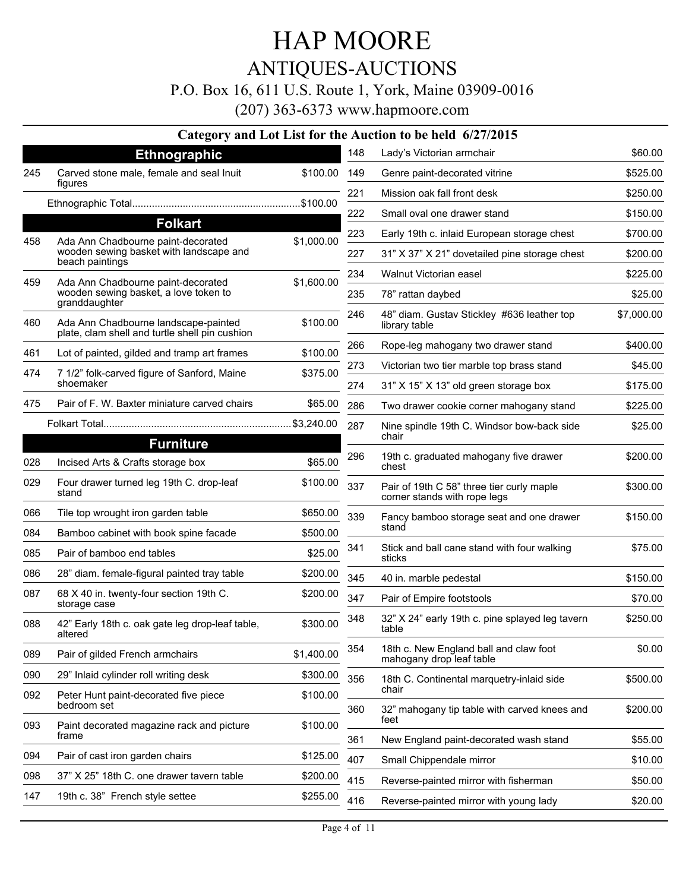# HAP MOORE

## ANTIQUES-AUCTIONS

P.O. Box 16, 611 U.S. Route 1, York, Maine 03909-0016

(207) 363-6373 www.hapmoore.com

### Category and Lot List for the Auction to be held 6/27/2015

#### Ethnographic

| Lot | Description | Price |
|---|---|---|
| 245 | Carved stone male, female and seal Inuit figures | $100.00 |
| | Ethnographic Total | $100.00 |

#### Folkart

| Lot | Description | Price |
|---|---|---|
| 458 | Ada Ann Chadbourne paint-decorated wooden sewing basket with landscape and beach paintings | $1,000.00 |
| 459 | Ada Ann Chadbourne paint-decorated wooden sewing basket, a love token to granddaughter | $1,600.00 |
| 460 | Ada Ann Chadbourne landscape-painted plate, clam shell and turtle shell pin cushion | $100.00 |
| 461 | Lot of painted, gilded and tramp art frames | $100.00 |
| 474 | 7 1/2" folk-carved figure of Sanford, Maine shoemaker | $375.00 |
| 475 | Pair of F. W. Baxter miniature carved chairs | $65.00 |
| | Folkart Total | $3,240.00 |

#### Furniture

| Lot | Description | Price |
|---|---|---|
| 028 | Incised Arts & Crafts storage box | $65.00 |
| 029 | Four drawer turned leg 19th C. drop-leaf stand | $100.00 |
| 066 | Tile top wrought iron garden table | $650.00 |
| 084 | Bamboo cabinet with book spine facade | $500.00 |
| 085 | Pair of bamboo end tables | $25.00 |
| 086 | 28" diam. female-figural painted tray table | $200.00 |
| 087 | 68 X 40 in. twenty-four section 19th C. storage case | $200.00 |
| 088 | 42" Early 18th c. oak gate leg drop-leaf table, altered | $300.00 |
| 089 | Pair of gilded French armchairs | $1,400.00 |
| 090 | 29" Inlaid cylinder roll writing desk | $300.00 |
| 092 | Peter Hunt paint-decorated five piece bedroom set | $100.00 |
| 093 | Paint decorated magazine rack and picture frame | $100.00 |
| 094 | Pair of cast iron garden chairs | $125.00 |
| 098 | 37" X 25" 18th C. one drawer tavern table | $200.00 |
| 147 | 19th c. 38" French style settee | $255.00 |
| 148 | Lady's Victorian armchair | $60.00 |
| 149 | Genre paint-decorated vitrine | $525.00 |
| 221 | Mission oak fall front desk | $250.00 |
| 222 | Small oval one drawer stand | $150.00 |
| 223 | Early 19th c. inlaid European storage chest | $700.00 |
| 227 | 31" X 37" X 21" dovetailed pine storage chest | $200.00 |
| 234 | Walnut Victorian easel | $225.00 |
| 235 | 78" rattan daybed | $25.00 |
| 246 | 48" diam. Gustav Stickley #636 leather top library table | $7,000.00 |
| 266 | Rope-leg mahogany two drawer stand | $400.00 |
| 273 | Victorian two tier marble top brass stand | $45.00 |
| 274 | 31" X 15" X 13" old green storage box | $175.00 |
| 286 | Two drawer cookie corner mahogany stand | $225.00 |
| 287 | Nine spindle 19th C. Windsor bow-back side chair | $25.00 |
| 296 | 19th c. graduated mahogany five drawer chest | $200.00 |
| 337 | Pair of 19th C 58" three tier curly maple corner stands with rope legs | $300.00 |
| 339 | Fancy bamboo storage seat and one drawer stand | $150.00 |
| 341 | Stick and ball cane stand with four walking sticks | $75.00 |
| 345 | 40 in. marble pedestal | $150.00 |
| 347 | Pair of Empire footstools | $70.00 |
| 348 | 32" X 24" early 19th c. pine splayed leg tavern table | $250.00 |
| 354 | 18th c. New England ball and claw foot mahogany drop leaf table | $0.00 |
| 356 | 18th C. Continental marquetry-inlaid side chair | $500.00 |
| 360 | 32" mahogany tip table with carved knees and feet | $200.00 |
| 361 | New England paint-decorated wash stand | $55.00 |
| 407 | Small Chippendale mirror | $10.00 |
| 415 | Reverse-painted mirror with fisherman | $50.00 |
| 416 | Reverse-painted mirror with young lady | $20.00 |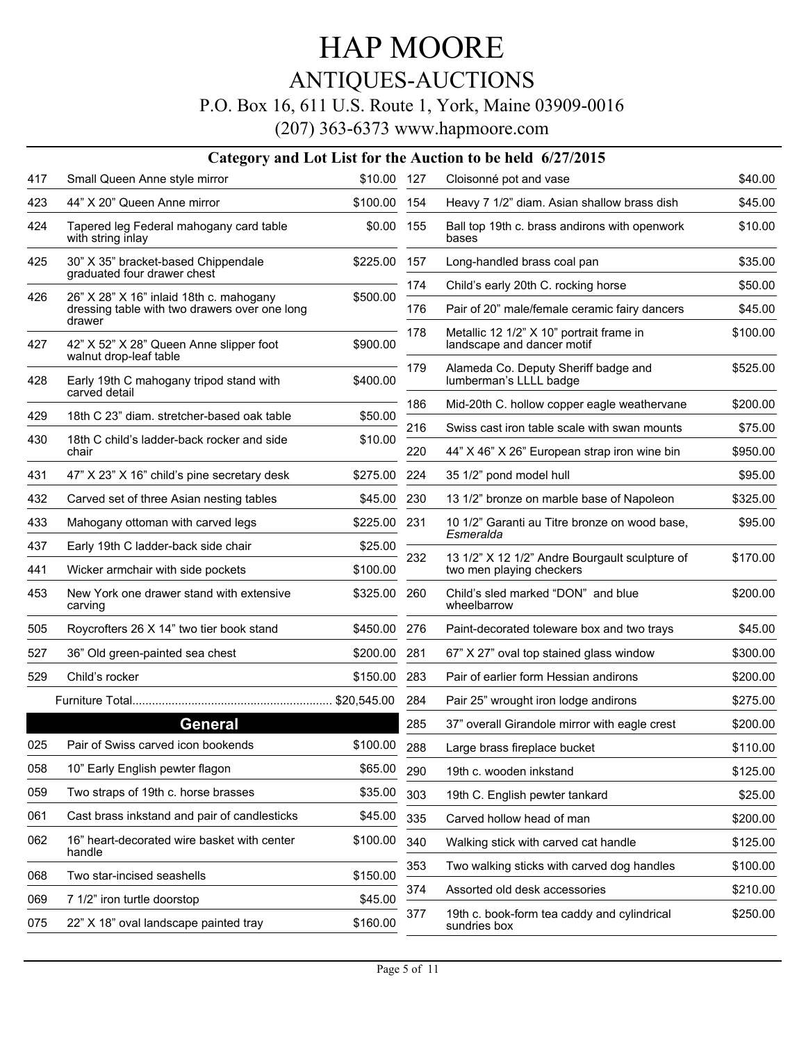# HAP MOORE

## ANTIQUES-AUCTIONS

P.O. Box 16, 611 U.S. Route 1, York, Maine 03909-0016

(207) 363-6373 www.hapmoore.com

### Category and Lot List for the Auction to be held 6/27/2015

| Lot | Description | Price |
|---|---|---|
| 417 | Small Queen Anne style mirror | $10.00 |
| 423 | 44” X 20” Queen Anne mirror | $100.00 |
| 424 | Tapered leg Federal mahogany card table with string inlay | $0.00 |
| 425 | 30” X 35” bracket-based Chippendale graduated four drawer chest | $225.00 |
| 426 | 26” X 28” X 16” inlaid 18th c. mahogany dressing table with two drawers over one long drawer | $500.00 |
| 427 | 42” X 52” X 28” Queen Anne slipper foot walnut drop-leaf table | $900.00 |
| 428 | Early 19th C mahogany tripod stand with carved detail | $400.00 |
| 429 | 18th C 23” diam. stretcher-based oak table | $50.00 |
| 430 | 18th C child’s ladder-back rocker and side chair | $10.00 |
| 431 | 47” X 23” X 16” child’s pine secretary desk | $275.00 |
| 432 | Carved set of three Asian nesting tables | $45.00 |
| 433 | Mahogany ottoman with carved legs | $225.00 |
| 437 | Early 19th C ladder-back side chair | $25.00 |
| 441 | Wicker armchair with side pockets | $100.00 |
| 453 | New York one drawer stand with extensive carving | $325.00 |
| 505 | Roycrofters 26 X 14” two tier book stand | $450.00 |
| 527 | 36” Old green-painted sea chest | $200.00 |
| 529 | Child’s rocker | $150.00 |
| | Furniture Total | $20,545.00 |

## General

| Lot | Description | Price |
|---|---|---|
| 025 | Pair of Swiss carved icon bookends | $100.00 |
| 058 | 10” Early English pewter flagon | $65.00 |
| 059 | Two straps of 19th c. horse brasses | $35.00 |
| 061 | Cast brass inkstand and pair of candlesticks | $45.00 |
| 062 | 16” heart-decorated wire basket with center handle | $100.00 |
| 068 | Two star-incised seashells | $150.00 |
| 069 | 7 1/2” iron turtle doorstop | $45.00 |
| 075 | 22” X 18” oval landscape painted tray | $160.00 |
| 127 | Cloisonné pot and vase | $40.00 |
| 154 | Heavy 7 1/2” diam. Asian shallow brass dish | $45.00 |
| 155 | Ball top 19th c. brass andirons with openwork bases | $10.00 |
| 157 | Long-handled brass coal pan | $35.00 |
| 174 | Child’s early 20th C. rocking horse | $50.00 |
| 176 | Pair of 20” male/female ceramic fairy dancers | $45.00 |
| 178 | Metallic 12 1/2” X 10” portrait frame in landscape and dancer motif | $100.00 |
| 179 | Alameda Co. Deputy Sheriff badge and lumberman’s LLLL badge | $525.00 |
| 186 | Mid-20th C. hollow copper eagle weathervane | $200.00 |
| 216 | Swiss cast iron table scale with swan mounts | $75.00 |
| 220 | 44” X 46” X 26” European strap iron wine bin | $950.00 |
| 224 | 35 1/2” pond model hull | $95.00 |
| 230 | 13 1/2” bronze on marble base of Napoleon | $325.00 |
| 231 | 10 1/2” Garanti au Titre bronze on wood base, *Esmeralda* | $95.00 |
| 232 | 13 1/2” X 12 1/2” Andre Bourgault sculpture of two men playing checkers | $170.00 |
| 260 | Child’s sled marked “DON” and blue wheelbarrow | $200.00 |
| 276 | Paint-decorated toleware box and two trays | $45.00 |
| 281 | 67” X 27” oval top stained glass window | $300.00 |
| 283 | Pair of earlier form Hessian andirons | $200.00 |
| 284 | Pair 25” wrought iron lodge andirons | $275.00 |
| 285 | 37” overall Girandole mirror with eagle crest | $200.00 |
| 288 | Large brass fireplace bucket | $110.00 |
| 290 | 19th c. wooden inkstand | $125.00 |
| 303 | 19th C. English pewter tankard | $25.00 |
| 335 | Carved hollow head of man | $200.00 |
| 340 | Walking stick with carved cat handle | $125.00 |
| 353 | Two walking sticks with carved dog handles | $100.00 |
| 374 | Assorted old desk accessories | $210.00 |
| 377 | 19th c. book-form tea caddy and cylindrical sundries box | $250.00 |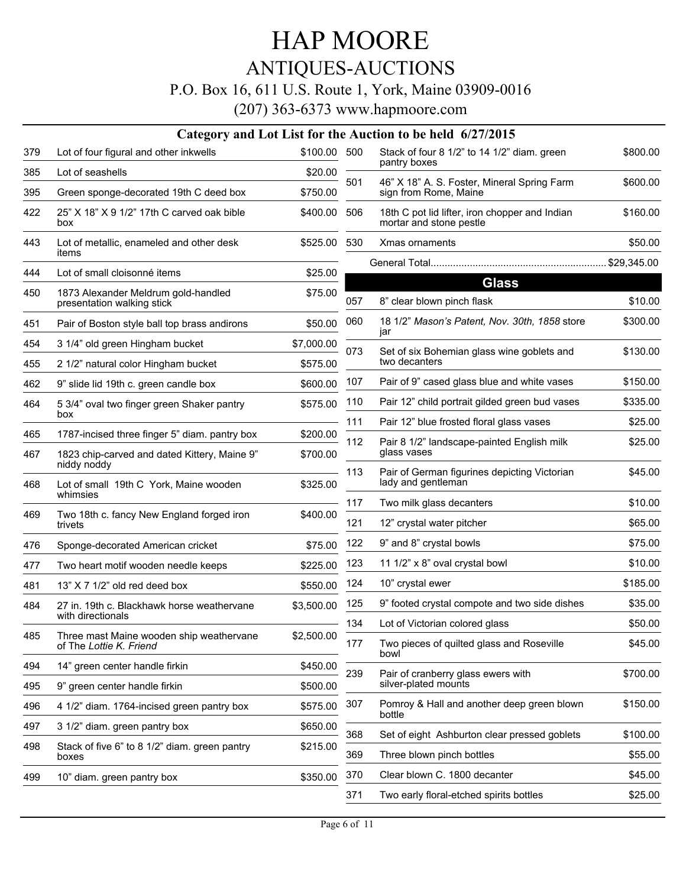# HAP MOORE

## ANTIQUES-AUCTIONS

P.O. Box 16, 611 U.S. Route 1, York, Maine 03909-0016

(207) 363-6373 www.hapmoore.com

### Category and Lot List for the Auction to be held 6/27/2015

| Lot | Description | Price |
|---|---|---|
| 379 | Lot of four figural and other inkwells | $100.00 |
| 385 | Lot of seashells | $20.00 |
| 395 | Green sponge-decorated 19th C deed box | $750.00 |
| 422 | 25" X 18" X 9 1/2" 17th C carved oak bible box | $400.00 |
| 443 | Lot of metallic, enameled and other desk items | $525.00 |
| 444 | Lot of small cloisonné items | $25.00 |
| 450 | 1873 Alexander Meldrum gold-handled presentation walking stick | $75.00 |
| 451 | Pair of Boston style ball top brass andirons | $50.00 |
| 454 | 3 1/4" old green Hingham bucket | $7,000.00 |
| 455 | 2 1/2" natural color Hingham bucket | $575.00 |
| 462 | 9" slide lid 19th c. green candle box | $600.00 |
| 464 | 5 3/4" oval two finger green Shaker pantry box | $575.00 |
| 465 | 1787-incised three finger 5" diam. pantry box | $200.00 |
| 467 | 1823 chip-carved and dated Kittery, Maine 9" niddy noddy | $700.00 |
| 468 | Lot of small 19th C York, Maine wooden whimsies | $325.00 |
| 469 | Two 18th c. fancy New England forged iron trivets | $400.00 |
| 476 | Sponge-decorated American cricket | $75.00 |
| 477 | Two heart motif wooden needle keeps | $225.00 |
| 481 | 13" X 7 1/2" old red deed box | $550.00 |
| 484 | 27 in. 19th c. Blackhawk horse weathervane with directionals | $3,500.00 |
| 485 | Three mast Maine wooden ship weathervane of The *Lottie K. Friend* | $2,500.00 |
| 494 | 14" green center handle firkin | $450.00 |
| 495 | 9" green center handle firkin | $500.00 |
| 496 | 4 1/2" diam. 1764-incised green pantry box | $575.00 |
| 497 | 3 1/2" diam. green pantry box | $650.00 |
| 498 | Stack of five 6" to 8 1/2" diam. green pantry boxes | $215.00 |
| 499 | 10" diam. green pantry box | $350.00 |
| 500 | Stack of four 8 1/2" to 14 1/2" diam. green pantry boxes | $800.00 |
| 501 | 46" X 18" A. S. Foster, Mineral Spring Farm sign from Rome, Maine | $600.00 |
| 506 | 18th C pot lid lifter, iron chopper and Indian mortar and stone pestle | $160.00 |
| 530 | Xmas ornaments | $50.00 |

General Total.............................................................. $29,345.00

### Glass

| Lot | Description | Price |
|---|---|---|
| 057 | 8" clear blown pinch flask | $10.00 |
| 060 | 18 1/2" *Mason's Patent, Nov. 30th, 1858* store jar | $300.00 |
| 073 | Set of six Bohemian glass wine goblets and two decanters | $130.00 |
| 107 | Pair of 9" cased glass blue and white vases | $150.00 |
| 110 | Pair 12" child portrait gilded green bud vases | $335.00 |
| 111 | Pair 12" blue frosted floral glass vases | $25.00 |
| 112 | Pair 8 1/2" landscape-painted English milk glass vases | $25.00 |
| 113 | Pair of German figurines depicting Victorian lady and gentleman | $45.00 |
| 117 | Two milk glass decanters | $10.00 |
| 121 | 12" crystal water pitcher | $65.00 |
| 122 | 9" and 8" crystal bowls | $75.00 |
| 123 | 11 1/2" x 8" oval crystal bowl | $10.00 |
| 124 | 10" crystal ewer | $185.00 |
| 125 | 9" footed crystal compote and two side dishes | $35.00 |
| 134 | Lot of Victorian colored glass | $50.00 |
| 177 | Two pieces of quilted glass and Roseville bowl | $45.00 |
| 239 | Pair of cranberry glass ewers with silver-plated mounts | $700.00 |
| 307 | Pomroy & Hall and another deep green blown bottle | $150.00 |
| 368 | Set of eight Ashburton clear pressed goblets | $100.00 |
| 369 | Three blown pinch bottles | $55.00 |
| 370 | Clear blown C. 1800 decanter | $45.00 |
| 371 | Two early floral-etched spirits bottles | $25.00 |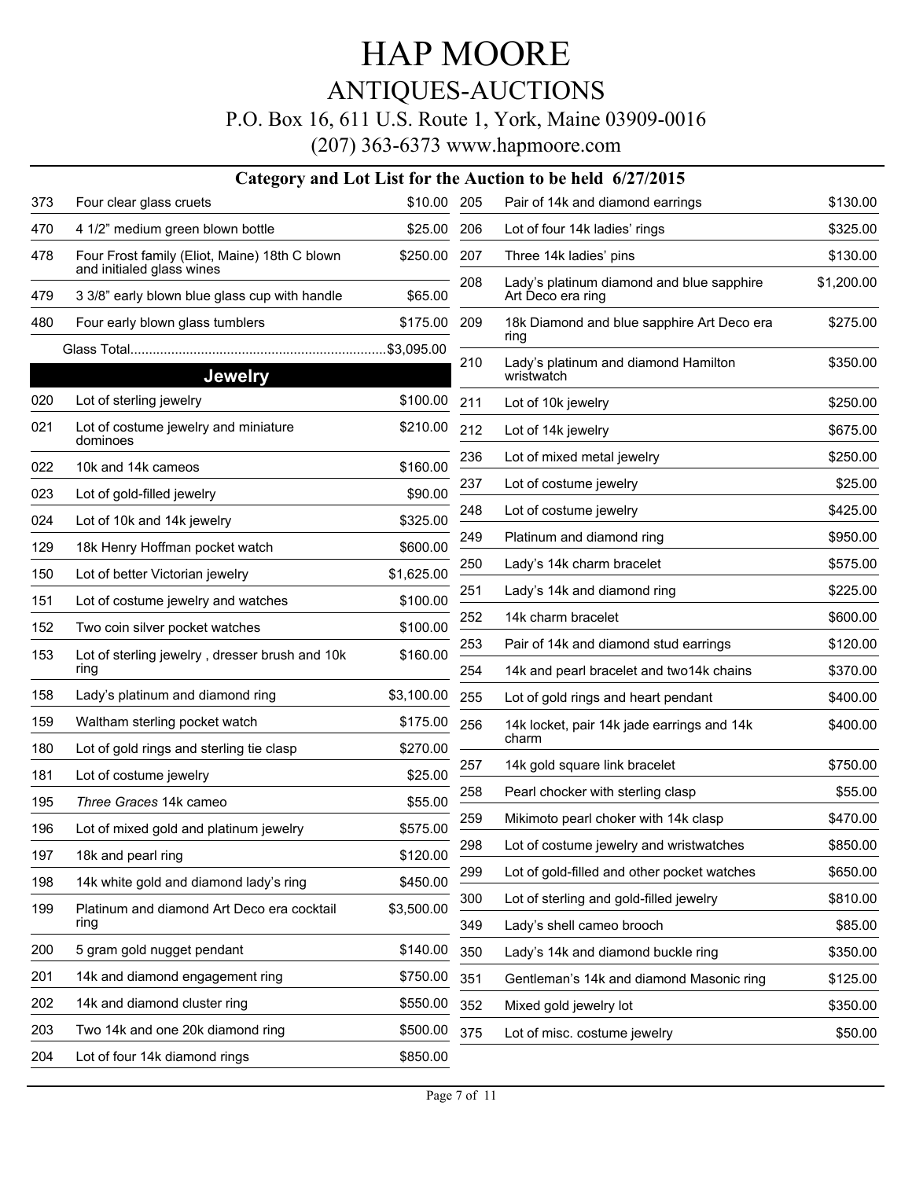# HAP MOORE

## ANTIQUES-AUCTIONS

P.O. Box 16, 611 U.S. Route 1, York, Maine 03909-0016

(207) 363-6373 www.hapmoore.com

### Category and Lot List for the Auction to be held 6/27/2015

| Lot | Description | Price |
|---|---|---|
| 373 | Four clear glass cruets | $10.00 |
| 470 | 4 1/2" medium green blown bottle | $25.00 |
| 478 | Four Frost family (Eliot, Maine) 18th C blown and initialed glass wines | $250.00 |
| 479 | 3 3/8" early blown blue glass cup with handle | $65.00 |
| 480 | Four early blown glass tumblers | $175.00 |

Glass Total....................................................................$3,095.00

## Jewelry

| Lot | Description | Price |
|---|---|---|
| 020 | Lot of sterling jewelry | $100.00 |
| 021 | Lot of costume jewelry and miniature dominoes | $210.00 |
| 022 | 10k and 14k cameos | $160.00 |
| 023 | Lot of gold-filled jewelry | $90.00 |
| 024 | Lot of 10k and 14k jewelry | $325.00 |
| 129 | 18k Henry Hoffman pocket watch | $600.00 |
| 150 | Lot of better Victorian jewelry | $1,625.00 |
| 151 | Lot of costume jewelry and watches | $100.00 |
| 152 | Two coin silver pocket watches | $100.00 |
| 153 | Lot of sterling jewelry , dresser brush and 10k ring | $160.00 |
| 158 | Lady's platinum and diamond ring | $3,100.00 |
| 159 | Waltham sterling pocket watch | $175.00 |
| 180 | Lot of gold rings and sterling tie clasp | $270.00 |
| 181 | Lot of costume jewelry | $25.00 |
| 195 | *Three Graces* 14k cameo | $55.00 |
| 196 | Lot of mixed gold and platinum jewelry | $575.00 |
| 197 | 18k and pearl ring | $120.00 |
| 198 | 14k white gold and diamond lady's ring | $450.00 |
| 199 | Platinum and diamond Art Deco era cocktail ring | $3,500.00 |
| 200 | 5 gram gold nugget pendant | $140.00 |
| 201 | 14k and diamond engagement ring | $750.00 |
| 202 | 14k and diamond cluster ring | $550.00 |
| 203 | Two 14k and one 20k diamond ring | $500.00 |
| 204 | Lot of four 14k diamond rings | $850.00 |
| 205 | Pair of 14k and diamond earrings | $130.00 |
| 206 | Lot of four 14k ladies' rings | $325.00 |
| 207 | Three 14k ladies' pins | $130.00 |
| 208 | Lady's platinum diamond and blue sapphire Art Deco era ring | $1,200.00 |
| 209 | 18k Diamond and blue sapphire Art Deco era ring | $275.00 |
| 210 | Lady's platinum and diamond Hamilton wristwatch | $350.00 |
| 211 | Lot of 10k jewelry | $250.00 |
| 212 | Lot of 14k jewelry | $675.00 |
| 236 | Lot of mixed metal jewelry | $250.00 |
| 237 | Lot of costume jewelry | $25.00 |
| 248 | Lot of costume jewelry | $425.00 |
| 249 | Platinum and diamond ring | $950.00 |
| 250 | Lady's 14k charm bracelet | $575.00 |
| 251 | Lady's 14k and diamond ring | $225.00 |
| 252 | 14k charm bracelet | $600.00 |
| 253 | Pair of 14k and diamond stud earrings | $120.00 |
| 254 | 14k and pearl bracelet and two14k chains | $370.00 |
| 255 | Lot of gold rings and heart pendant | $400.00 |
| 256 | 14k locket, pair 14k jade earrings and 14k charm | $400.00 |
| 257 | 14k gold square link bracelet | $750.00 |
| 258 | Pearl chocker with sterling clasp | $55.00 |
| 259 | Mikimoto pearl choker with 14k clasp | $470.00 |
| 298 | Lot of costume jewelry and wristwatches | $850.00 |
| 299 | Lot of gold-filled and other pocket watches | $650.00 |
| 300 | Lot of sterling and gold-filled jewelry | $810.00 |
| 349 | Lady's shell cameo brooch | $85.00 |
| 350 | Lady's 14k and diamond buckle ring | $350.00 |
| 351 | Gentleman's 14k and diamond Masonic ring | $125.00 |
| 352 | Mixed gold jewelry lot | $350.00 |
| 375 | Lot of misc. costume jewelry | $50.00 |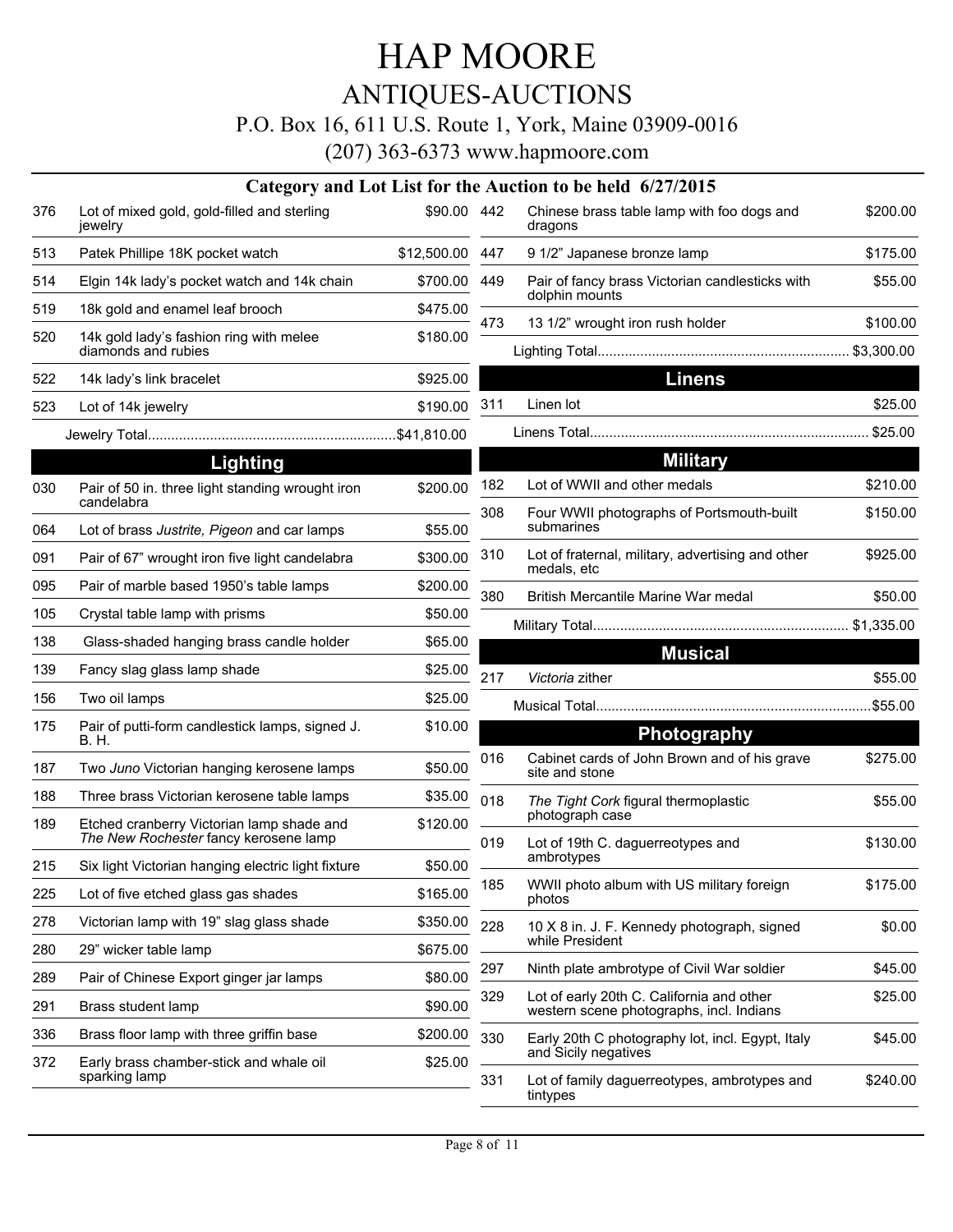# HAP MOORE

## ANTIQUES-AUCTIONS

P.O. Box 16, 611 U.S. Route 1, York, Maine 03909-0016

(207) 363-6373 www.hapmoore.com

### Category and Lot List for the Auction to be held 6/27/2015

| Lot | Description | Price |
|---|---|---|
| 376 | Lot of mixed gold, gold-filled and sterling jewelry | $90.00 |
| 513 | Patek Phillipe 18K pocket watch | $12,500.00 |
| 514 | Elgin 14k lady's pocket watch and 14k chain | $700.00 |
| 519 | 18k gold and enamel leaf brooch | $475.00 |
| 520 | 14k gold lady's fashion ring with melee diamonds and rubies | $180.00 |
| 522 | 14k lady's link bracelet | $925.00 |
| 523 | Lot of 14k jewelry | $190.00 |
| | Jewelry Total | $41,810.00 |

## Lighting

| Lot | Description | Price |
|---|---|---|
| 030 | Pair of 50 in. three light standing wrought iron candelabra | $200.00 |
| 064 | Lot of brass *Justrite, Pigeon* and car lamps | $55.00 |
| 091 | Pair of 67" wrought iron five light candelabra | $300.00 |
| 095 | Pair of marble based 1950's table lamps | $200.00 |
| 105 | Crystal table lamp with prisms | $50.00 |
| 138 | Glass-shaded hanging brass candle holder | $65.00 |
| 139 | Fancy slag glass lamp shade | $25.00 |
| 156 | Two oil lamps | $25.00 |
| 175 | Pair of putti-form candlestick lamps, signed J. B. H. | $10.00 |
| 187 | Two *Juno* Victorian hanging kerosene lamps | $50.00 |
| 188 | Three brass Victorian kerosene table lamps | $35.00 |
| 189 | Etched cranberry Victorian lamp shade and *The New Rochester* fancy kerosene lamp | $120.00 |
| 215 | Six light Victorian hanging electric light fixture | $50.00 |
| 225 | Lot of five etched glass gas shades | $165.00 |
| 278 | Victorian lamp with 19" slag glass shade | $350.00 |
| 280 | 29" wicker table lamp | $675.00 |
| 289 | Pair of Chinese Export ginger jar lamps | $80.00 |
| 291 | Brass student lamp | $90.00 |
| 336 | Brass floor lamp with three griffin base | $200.00 |
| 372 | Early brass chamber-stick and whale oil sparking lamp | $25.00 |
| 442 | Chinese brass table lamp with foo dogs and dragons | $200.00 |
| 447 | 9 1/2" Japanese bronze lamp | $175.00 |
| 449 | Pair of fancy brass Victorian candlesticks with dolphin mounts | $55.00 |
| 473 | 13 1/2" wrought iron rush holder | $100.00 |
| | Lighting Total | $3,300.00 |

## Linens

| Lot | Description | Price |
|---|---|---|
| 311 | Linen lot | $25.00 |
| | Linens Total | $25.00 |

## Military

| Lot | Description | Price |
|---|---|---|
| 182 | Lot of WWII and other medals | $210.00 |
| 308 | Four WWII photographs of Portsmouth-built submarines | $150.00 |
| 310 | Lot of fraternal, military, advertising and other medals, etc | $925.00 |
| 380 | British Mercantile Marine War medal | $50.00 |
| | Military Total | $1,335.00 |

## Musical

| Lot | Description | Price |
|---|---|---|
| 217 | *Victoria* zither | $55.00 |
| | Musical Total | $55.00 |

## Photography

| Lot | Description | Price |
|---|---|---|
| 016 | Cabinet cards of John Brown and of his grave site and stone | $275.00 |
| 018 | *The Tight Cork* figural thermoplastic photograph case | $55.00 |
| 019 | Lot of 19th C. daguerreotypes and ambrotypes | $130.00 |
| 185 | WWII photo album with US military foreign photos | $175.00 |
| 228 | 10 X 8 in. J. F. Kennedy photograph, signed while President | $0.00 |
| 297 | Ninth plate ambrotype of Civil War soldier | $45.00 |
| 329 | Lot of early 20th C. California and other western scene photographs, incl. Indians | $25.00 |
| 330 | Early 20th C photography lot, incl. Egypt, Italy and Sicily negatives | $45.00 |
| 331 | Lot of family daguerreotypes, ambrotypes and tintypes | $240.00 |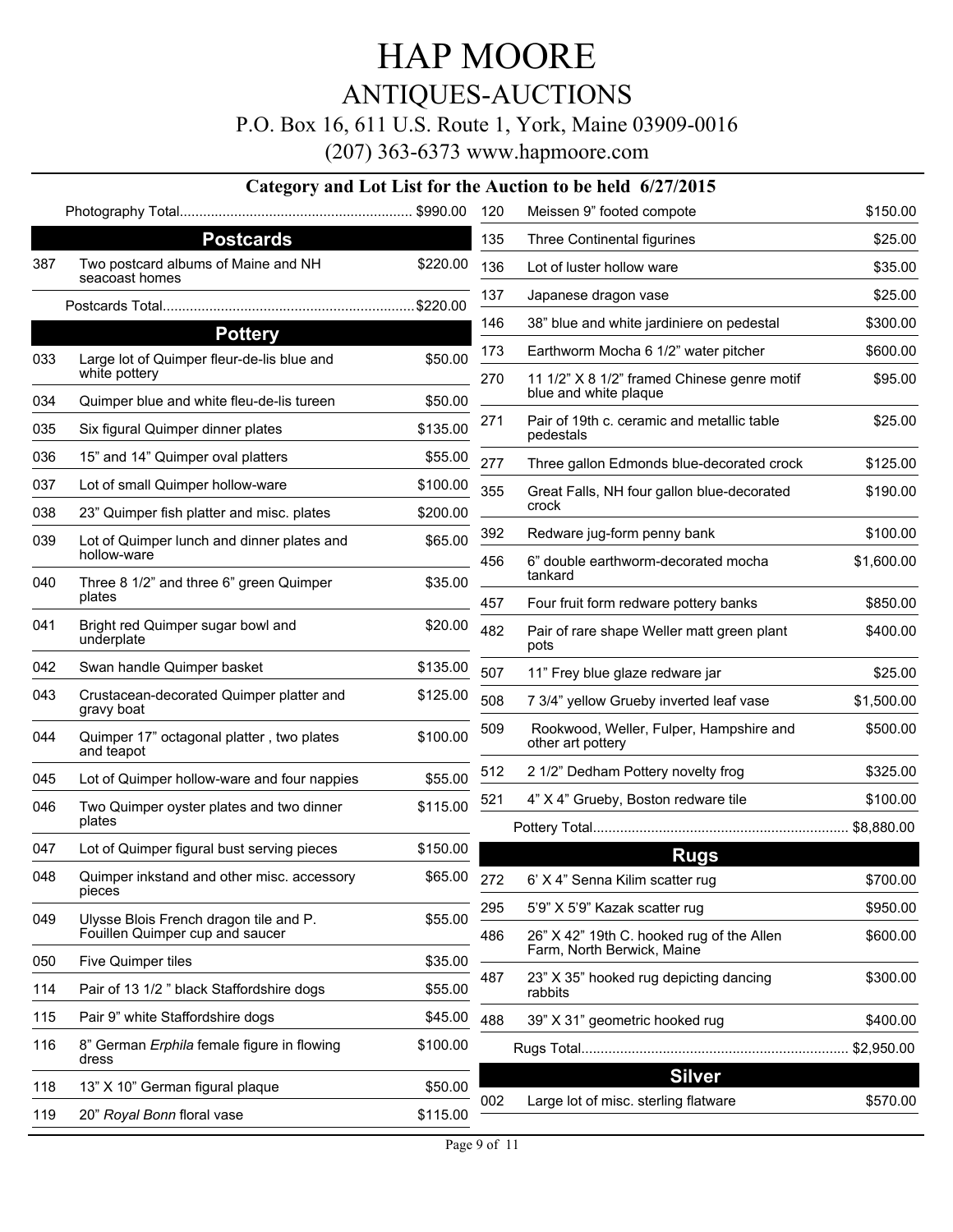# HAP MOORE

## ANTIQUES-AUCTIONS

P.O. Box 16, 611 U.S. Route 1, York, Maine 03909-0016

(207) 363-6373 www.hapmoore.com

### Category and Lot List for the Auction to be held 6/27/2015

Photography Total........................................................... $990.00

### Postcards

| Lot | Description | Price |
|---|---|---|
| 387 | Two postcard albums of Maine and NH seacoast homes | $220.00 |

Postcards Total................................................................$220.00

### Pottery

| Lot | Description | Price |
|---|---|---|
| 033 | Large lot of Quimper fleur-de-lis blue and white pottery | $50.00 |
| 034 | Quimper blue and white fleu-de-lis tureen | $50.00 |
| 035 | Six figural Quimper dinner plates | $135.00 |
| 036 | 15” and 14” Quimper oval platters | $55.00 |
| 037 | Lot of small Quimper hollow-ware | $100.00 |
| 038 | 23” Quimper fish platter and misc. plates | $200.00 |
| 039 | Lot of Quimper lunch and dinner plates and hollow-ware | $65.00 |
| 040 | Three 8 1/2” and three 6” green Quimper plates | $35.00 |
| 041 | Bright red Quimper sugar bowl and underplate | $20.00 |
| 042 | Swan handle Quimper basket | $135.00 |
| 043 | Crustacean-decorated Quimper platter and gravy boat | $125.00 |
| 044 | Quimper 17” octagonal platter , two plates and teapot | $100.00 |
| 045 | Lot of Quimper hollow-ware and four nappies | $55.00 |
| 046 | Two Quimper oyster plates and two dinner plates | $115.00 |
| 047 | Lot of Quimper figural bust serving pieces | $150.00 |
| 048 | Quimper inkstand and other misc. accessory pieces | $65.00 |
| 049 | Ulysse Blois French dragon tile and P. Fouillen Quimper cup and saucer | $55.00 |
| 050 | Five Quimper tiles | $35.00 |
| 114 | Pair of 13 1/2 ” black Staffordshire dogs | $55.00 |
| 115 | Pair 9” white Staffordshire dogs | $45.00 |
| 116 | 8” German *Erphila* female figure in flowing dress | $100.00 |
| 118 | 13” X 10” German figural plaque | $50.00 |
| 119 | 20” *Royal Bonn* floral vase | $115.00 |
| 120 | Meissen 9” footed compote | $150.00 |
| 135 | Three Continental figurines | $25.00 |
| 136 | Lot of luster hollow ware | $35.00 |
| 137 | Japanese dragon vase | $25.00 |
| 146 | 38” blue and white jardiniere on pedestal | $300.00 |
| 173 | Earthworm Mocha 6 1/2” water pitcher | $600.00 |
| 270 | 11 1/2” X 8 1/2” framed Chinese genre motif blue and white plaque | $95.00 |
| 271 | Pair of 19th c. ceramic and metallic table pedestals | $25.00 |
| 277 | Three gallon Edmonds blue-decorated crock | $125.00 |
| 355 | Great Falls, NH four gallon blue-decorated crock | $190.00 |
| 392 | Redware jug-form penny bank | $100.00 |
| 456 | 6” double earthworm-decorated mocha tankard | $1,600.00 |
| 457 | Four fruit form redware pottery banks | $850.00 |
| 482 | Pair of rare shape Weller matt green plant pots | $400.00 |
| 507 | 11” Frey blue glaze redware jar | $25.00 |
| 508 | 7 3/4” yellow Grueby inverted leaf vase | $1,500.00 |
| 509 | Rookwood, Weller, Fulper, Hampshire and other art pottery | $500.00 |
| 512 | 2 1/2” Dedham Pottery novelty frog | $325.00 |
| 521 | 4” X 4” Grueby, Boston redware tile | $100.00 |

Pottery Total................................................................. $8,880.00

### Rugs

| Lot | Description | Price |
|---|---|---|
| 272 | 6’ X 4” Senna Kilim scatter rug | $700.00 |
| 295 | 5’9” X 5’9” Kazak scatter rug | $950.00 |
| 486 | 26” X 42” 19th C. hooked rug of the Allen Farm, North Berwick, Maine | $600.00 |
| 487 | 23” X 35” hooked rug depicting dancing rabbits | $300.00 |
| 488 | 39” X 31” geometric hooked rug | $400.00 |

Rugs Total.................................................................... $2,950.00

### Silver

| Lot | Description | Price |
|---|---|---|
| 002 | Large lot of misc. sterling flatware | $570.00 |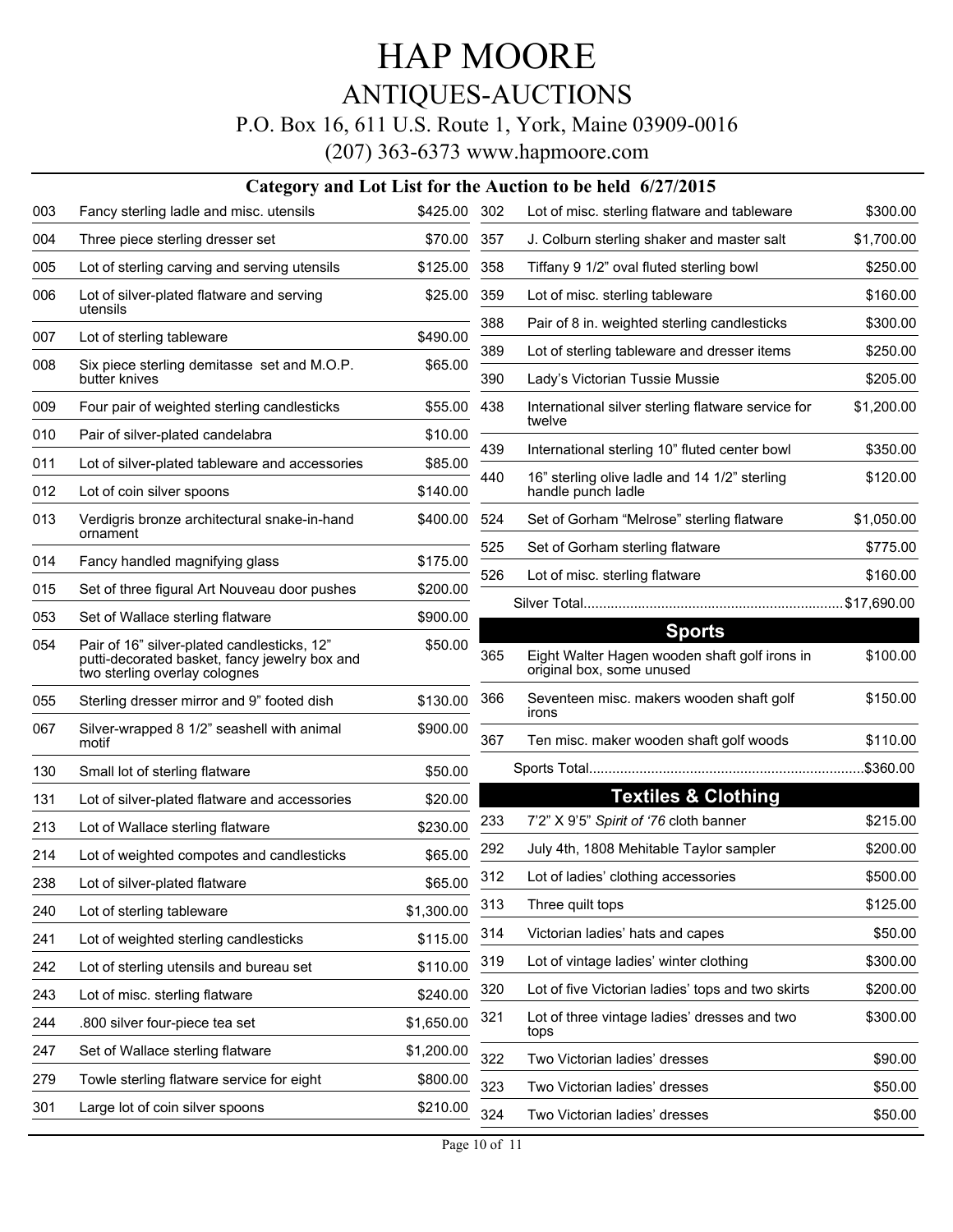# HAP MOORE

## ANTIQUES-AUCTIONS

P.O. Box 16, 611 U.S. Route 1, York, Maine 03909-0016

(207) 363-6373 www.hapmoore.com

### Category and Lot List for the Auction to be held 6/27/2015

| Lot | Description | Price |
|---|---|---|
| 003 | Fancy sterling ladle and misc. utensils | $425.00 |
| 004 | Three piece sterling dresser set | $70.00 |
| 005 | Lot of sterling carving and serving utensils | $125.00 |
| 006 | Lot of silver-plated flatware and serving utensils | $25.00 |
| 007 | Lot of sterling tableware | $490.00 |
| 008 | Six piece sterling demitasse set and M.O.P. butter knives | $65.00 |
| 009 | Four pair of weighted sterling candlesticks | $55.00 |
| 010 | Pair of silver-plated candelabra | $10.00 |
| 011 | Lot of silver-plated tableware and accessories | $85.00 |
| 012 | Lot of coin silver spoons | $140.00 |
| 013 | Verdigris bronze architectural snake-in-hand ornament | $400.00 |
| 014 | Fancy handled magnifying glass | $175.00 |
| 015 | Set of three figural Art Nouveau door pushes | $200.00 |
| 053 | Set of Wallace sterling flatware | $900.00 |
| 054 | Pair of 16" silver-plated candlesticks, 12" putti-decorated basket, fancy jewelry box and two sterling overlay colognes | $50.00 |
| 055 | Sterling dresser mirror and 9" footed dish | $130.00 |
| 067 | Silver-wrapped 8 1/2" seashell with animal motif | $900.00 |
| 130 | Small lot of sterling flatware | $50.00 |
| 131 | Lot of silver-plated flatware and accessories | $20.00 |
| 213 | Lot of Wallace sterling flatware | $230.00 |
| 214 | Lot of weighted compotes and candlesticks | $65.00 |
| 238 | Lot of silver-plated flatware | $65.00 |
| 240 | Lot of sterling tableware | $1,300.00 |
| 241 | Lot of weighted sterling candlesticks | $115.00 |
| 242 | Lot of sterling utensils and bureau set | $110.00 |
| 243 | Lot of misc. sterling flatware | $240.00 |
| 244 | .800 silver four-piece tea set | $1,650.00 |
| 247 | Set of Wallace sterling flatware | $1,200.00 |
| 279 | Towle sterling flatware service for eight | $800.00 |
| 301 | Large lot of coin silver spoons | $210.00 |
| 302 | Lot of misc. sterling flatware and tableware | $300.00 |
| 357 | J. Colburn sterling shaker and master salt | $1,700.00 |
| 358 | Tiffany 9 1/2" oval fluted sterling bowl | $250.00 |
| 359 | Lot of misc. sterling tableware | $160.00 |
| 388 | Pair of 8 in. weighted sterling candlesticks | $300.00 |
| 389 | Lot of sterling tableware and dresser items | $250.00 |
| 390 | Lady's Victorian Tussie Mussie | $205.00 |
| 438 | International silver sterling flatware service for twelve | $1,200.00 |
| 439 | International sterling 10" fluted center bowl | $350.00 |
| 440 | 16" sterling olive ladle and 14 1/2" sterling handle punch ladle | $120.00 |
| 524 | Set of Gorham "Melrose" sterling flatware | $1,050.00 |
| 525 | Set of Gorham sterling flatware | $775.00 |
| 526 | Lot of misc. sterling flatware | $160.00 |

Silver Total....................$17,690.00

## Sports

| Lot | Description | Price |
|---|---|---|
| 365 | Eight Walter Hagen wooden shaft golf irons in original box, some unused | $100.00 |
| 366 | Seventeen misc. makers wooden shaft golf irons | $150.00 |
| 367 | Ten misc. maker wooden shaft golf woods | $110.00 |

Sports Total....................$360.00

## Textiles & Clothing

| Lot | Description | Price |
|---|---|---|
| 233 | 7'2" X 9'5" *Spirit of '76* cloth banner | $215.00 |
| 292 | July 4th, 1808 Mehitable Taylor sampler | $200.00 |
| 312 | Lot of ladies' clothing accessories | $500.00 |
| 313 | Three quilt tops | $125.00 |
| 314 | Victorian ladies' hats and capes | $50.00 |
| 319 | Lot of vintage ladies' winter clothing | $300.00 |
| 320 | Lot of five Victorian ladies' tops and two skirts | $200.00 |
| 321 | Lot of three vintage ladies' dresses and two tops | $300.00 |
| 322 | Two Victorian ladies' dresses | $90.00 |
| 323 | Two Victorian ladies' dresses | $50.00 |
| 324 | Two Victorian ladies' dresses | $50.00 |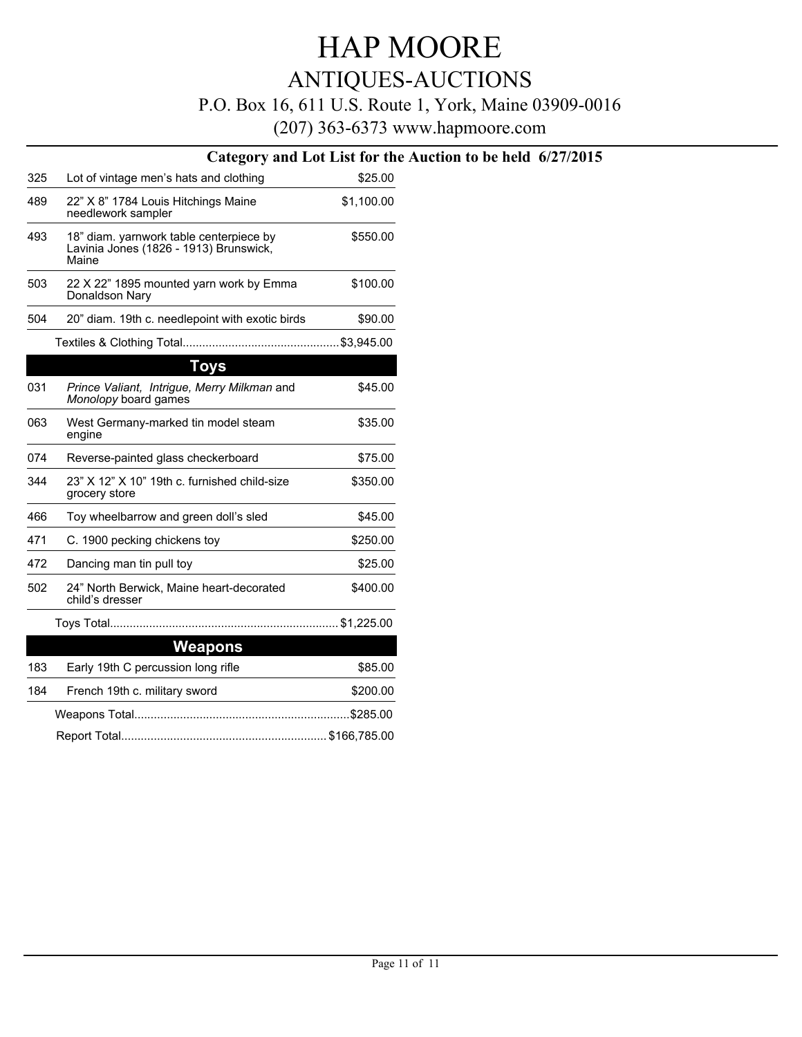# HAP MOORE

## ANTIQUES-AUCTIONS

P.O. Box 16, 611 U.S. Route 1, York, Maine 03909-0016

(207) 363-6373 www.hapmoore.com

### Category and Lot List for the Auction to be held 6/27/2015

| | | |
|---|---|---|
| 325 | Lot of vintage men's hats and clothing | $25.00 |
| 489 | 22" X 8" 1784 Louis Hitchings Maine needlework sampler | $1,100.00 |
| 493 | 18" diam. yarnwork table centerpiece by Lavinia Jones (1826 - 1913) Brunswick, Maine | $550.00 |
| 503 | 22 X 22" 1895 mounted yarn work by Emma Donaldson Nary | $100.00 |
| 504 | 20" diam. 19th c. needlepoint with exotic birds | $90.00 |
| | Textiles & Clothing Total | $3,945.00 |

### Toys

| | | |
|---|---|---|
| 031 | *Prince Valiant, Intrigue, Merry Milkman* and *Monolopy* board games | $45.00 |
| 063 | West Germany-marked tin model steam engine | $35.00 |
| 074 | Reverse-painted glass checkerboard | $75.00 |
| 344 | 23" X 12" X 10" 19th c. furnished child-size grocery store | $350.00 |
| 466 | Toy wheelbarrow and green doll's sled | $45.00 |
| 471 | C. 1900 pecking chickens toy | $250.00 |
| 472 | Dancing man tin pull toy | $25.00 |
| 502 | 24" North Berwick, Maine heart-decorated child's dresser | $400.00 |
| | Toys Total | $1,225.00 |

### Weapons

| | | |
|---|---|---|
| 183 | Early 19th C percussion long rifle | $85.00 |
| 184 | French 19th c. military sword | $200.00 |
| | Weapons Total | $285.00 |
| | Report Total | $166,785.00 |